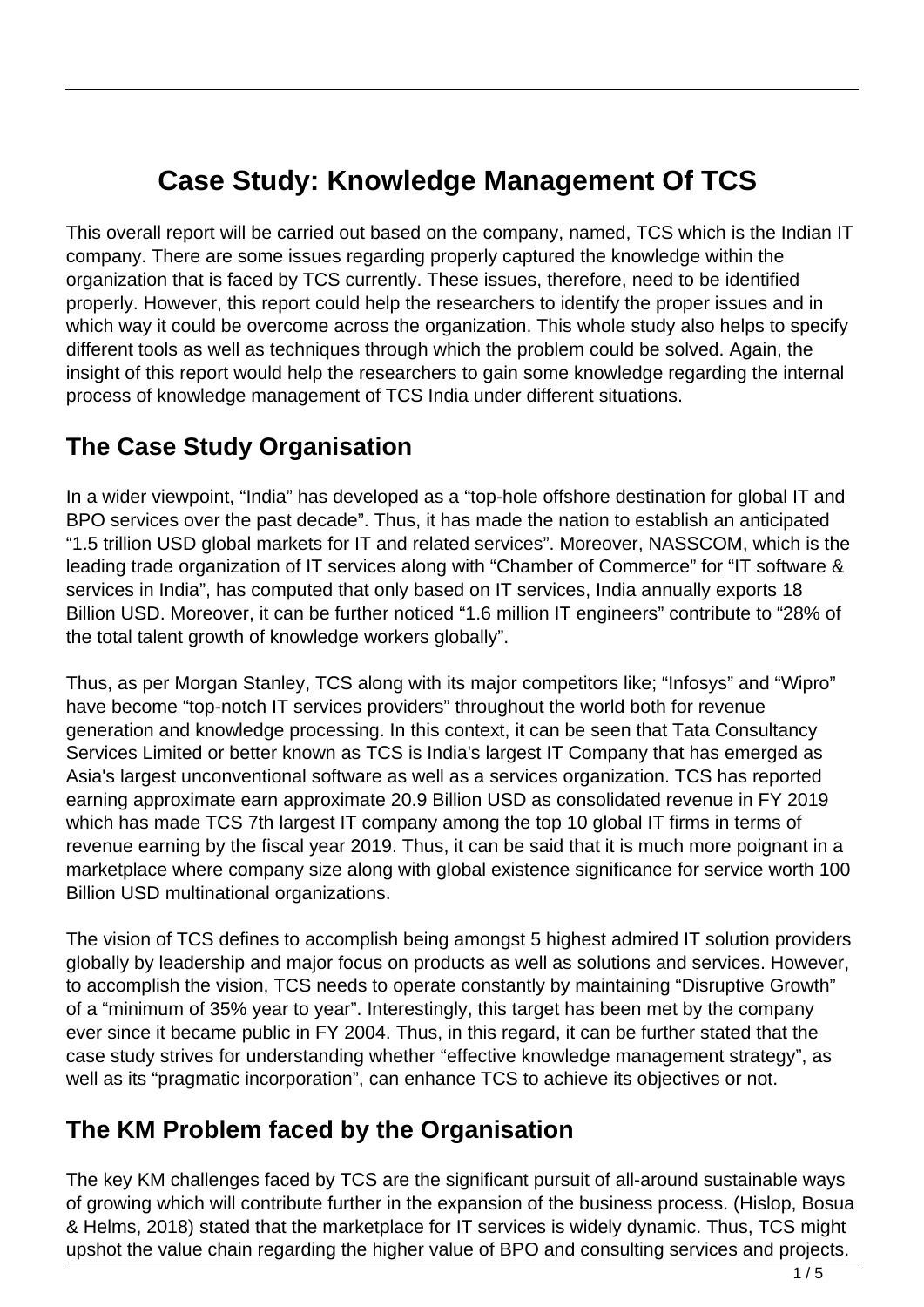# Case Study: Knowledge Management Of TCS

This overall report will be carried out based on the company, named, TCS which is the Indian IT company. There are some issues regarding properly captured the knowledge within the organization that is faced by TCS currently. These issues, therefore, need to be identified properly. However, this report could help the researchers to identify the proper issues and in which way it could be overcome across the organization. This whole study also helps to specify different tools as well as techniques through which the problem could be solved. Again, the insight of this report would help the researchers to gain some knowledge regarding the internal process of knowledge management of TCS India under different situations.

## The Case Study Organisation

In a wider viewpoint, "India" has developed as a "top-hole offshore destination for global IT and BPO services over the past decade". Thus, it has made the nation to establish an anticipated "1.5 trillion USD global markets for IT and related services". Moreover, NASSCOM, which is the leading trade organization of IT services along with "Chamber of Commerce" for "IT software & services in India", has computed that only based on IT services, India annually exports 18 Billion USD. Moreover, it can be further noticed "1.6 million IT engineers" contribute to "28% of the total talent growth of knowledge workers globally".

Thus, as per Morgan Stanley, TCS along with its major competitors like; "Infosys" and "Wipro" have become "top-notch IT services providers" throughout the world both for revenue generation and knowledge processing. In this context, it can be seen that Tata Consultancy Services Limited or better known as TCS is India's largest IT Company that has emerged as Asia's largest unconventional software as well as a services organization. TCS has reported earning approximate earn approximate 20.9 Billion USD as consolidated revenue in FY 2019 which has made TCS 7th largest IT company among the top 10 global IT firms in terms of revenue earning by the fiscal year 2019. Thus, it can be said that it is much more poignant in a marketplace where company size along with global existence significance for service worth 100 Billion USD multinational organizations.

The vision of TCS defines to accomplish being amongst 5 highest admired IT solution providers globally by leadership and major focus on products as well as solutions and services. However, to accomplish the vision, TCS needs to operate constantly by maintaining "Disruptive Growth" of a "minimum of 35% year to year". Interestingly, this target has been met by the company ever since it became public in FY 2004. Thus, in this regard, it can be further stated that the case study strives for understanding whether "effective knowledge management strategy", as well as its "pragmatic incorporation", can enhance TCS to achieve its objectives or not.

## The KM Problem faced by the Organisation

The key KM challenges faced by TCS are the significant pursuit of all-around sustainable ways of growing which will contribute further in the expansion of the business process. (Hislop, Bosua & Helms, 2018) stated that the marketplace for IT services is widely dynamic. Thus, TCS might upshot the value chain regarding the higher value of BPO and consulting services and projects.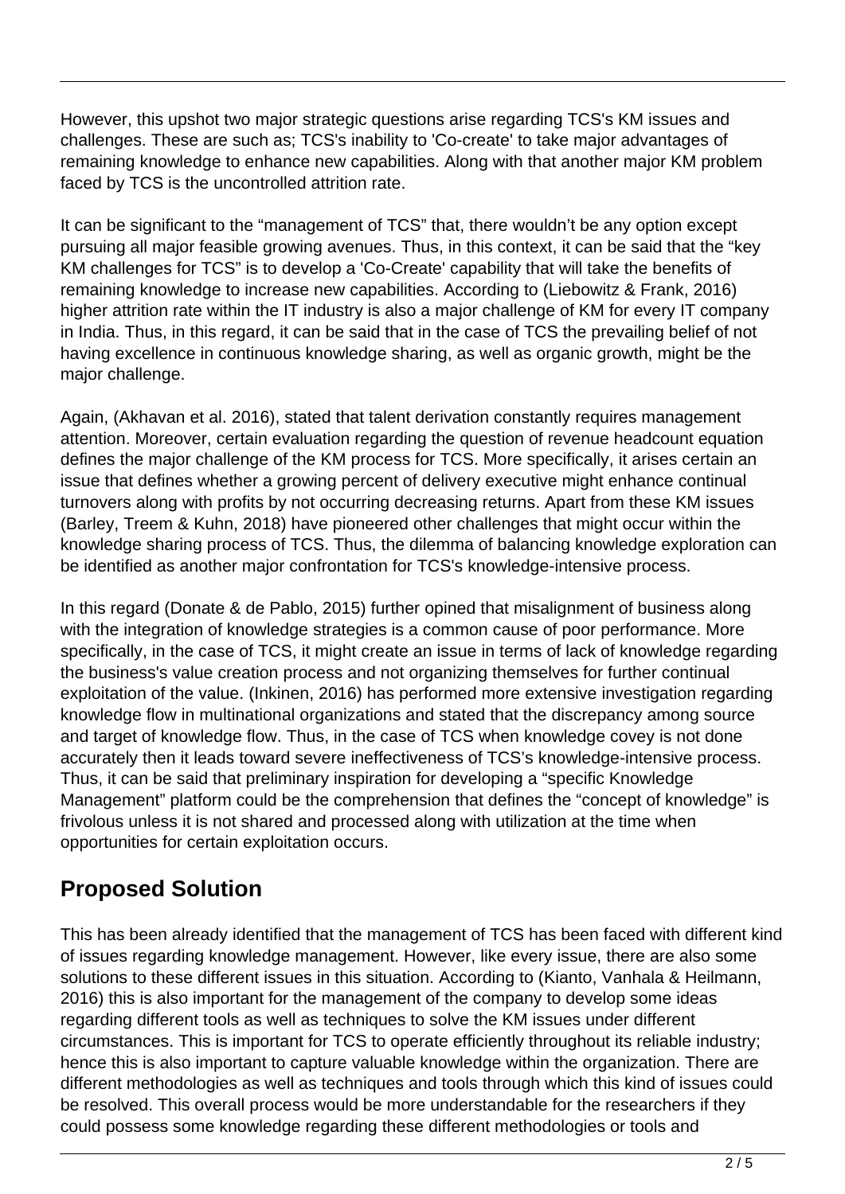However, this upshot two major strategic questions arise regarding TCS's KM issues and challenges. These are such as; TCS's inability to 'Co-create' to take major advantages of remaining knowledge to enhance new capabilities. Along with that another major KM problem faced by TCS is the uncontrolled attrition rate.

It can be significant to the "management of TCS" that, there wouldn't be any option except pursuing all major feasible growing avenues. Thus, in this context, it can be said that the "key KM challenges for TCS" is to develop a 'Co-Create' capability that will take the benefits of remaining knowledge to increase new capabilities. According to (Liebowitz & Frank, 2016) higher attrition rate within the IT industry is also a major challenge of KM for every IT company in India. Thus, in this regard, it can be said that in the case of TCS the prevailing belief of not having excellence in continuous knowledge sharing, as well as organic growth, might be the major challenge.

Again, (Akhavan et al. 2016), stated that talent derivation constantly requires management attention. Moreover, certain evaluation regarding the question of revenue headcount equation defines the major challenge of the KM process for TCS. More specifically, it arises certain an issue that defines whether a growing percent of delivery executive might enhance continual turnovers along with profits by not occurring decreasing returns. Apart from these KM issues (Barley, Treem & Kuhn, 2018) have pioneered other challenges that might occur within the knowledge sharing process of TCS. Thus, the dilemma of balancing knowledge exploration can be identified as another major confrontation for TCS's knowledge-intensive process.

In this regard (Donate & de Pablo, 2015) further opined that misalignment of business along with the integration of knowledge strategies is a common cause of poor performance. More specifically, in the case of TCS, it might create an issue in terms of lack of knowledge regarding the business's value creation process and not organizing themselves for further continual exploitation of the value. (Inkinen, 2016) has performed more extensive investigation regarding knowledge flow in multinational organizations and stated that the discrepancy among source and target of knowledge flow. Thus, in the case of TCS when knowledge covey is not done accurately then it leads toward severe ineffectiveness of TCS's knowledge-intensive process. Thus, it can be said that preliminary inspiration for developing a "specific Knowledge Management" platform could be the comprehension that defines the "concept of knowledge" is frivolous unless it is not shared and processed along with utilization at the time when opportunities for certain exploitation occurs.

## Proposed Solution

This has been already identified that the management of TCS has been faced with different kind of issues regarding knowledge management. However, like every issue, there are also some solutions to these different issues in this situation. According to (Kianto, Vanhala & Heilmann, 2016) this is also important for the management of the company to develop some ideas regarding different tools as well as techniques to solve the KM issues under different circumstances. This is important for TCS to operate efficiently throughout its reliable industry; hence this is also important to capture valuable knowledge within the organization. There are different methodologies as well as techniques and tools through which this kind of issues could be resolved. This overall process would be more understandable for the researchers if they could possess some knowledge regarding these different methodologies or tools and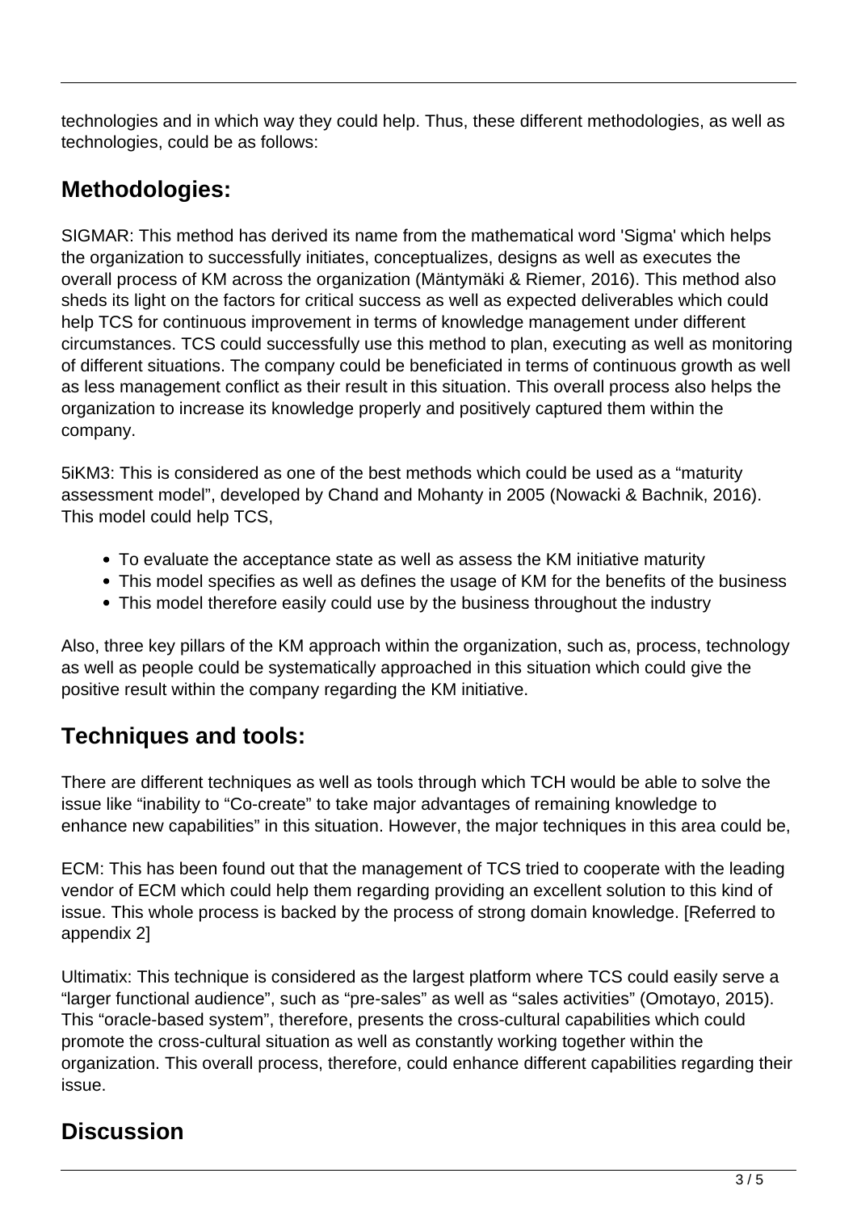technologies and in which way they could help. Thus, these different methodologies, as well as technologies, could be as follows:

## Methodologies:

SIGMAR: This method has derived its name from the mathematical word 'Sigma' which helps the organization to successfully initiates, conceptualizes, designs as well as executes the overall process of KM across the organization (Mäntymäki & Riemer, 2016). This method also sheds its light on the factors for critical success as well as expected deliverables which could help TCS for continuous improvement in terms of knowledge management under different circumstances. TCS could successfully use this method to plan, executing as well as monitoring of different situations. The company could be beneficiated in terms of continuous growth as well as less management conflict as their result in this situation. This overall process also helps the organization to increase its knowledge properly and positively captured them within the company.

5iKM3: This is considered as one of the best methods which could be used as a "maturity assessment model", developed by Chand and Mohanty in 2005 (Nowacki & Bachnik, 2016). This model could help TCS,

- To evaluate the acceptance state as well as assess the KM initiative maturity
- This model specifies as well as defines the usage of KM for the benefits of the business
- This model therefore easily could use by the business throughout the industry

Also, three key pillars of the KM approach within the organization, such as, process, technology as well as people could be systematically approached in this situation which could give the positive result within the company regarding the KM initiative.

## Techniques and tools:

There are different techniques as well as tools through which TCH would be able to solve the issue like "inability to "Co-create" to take major advantages of remaining knowledge to enhance new capabilities" in this situation. However, the major techniques in this area could be,

ECM: This has been found out that the management of TCS tried to cooperate with the leading vendor of ECM which could help them regarding providing an excellent solution to this kind of issue. This whole process is backed by the process of strong domain knowledge. [Referred to appendix 2]

Ultimatix: This technique is considered as the largest platform where TCS could easily serve a "larger functional audience", such as "pre-sales" as well as "sales activities" (Omotayo, 2015). This "oracle-based system", therefore, presents the cross-cultural capabilities which could promote the cross-cultural situation as well as constantly working together within the organization. This overall process, therefore, could enhance different capabilities regarding their issue.

## Discussion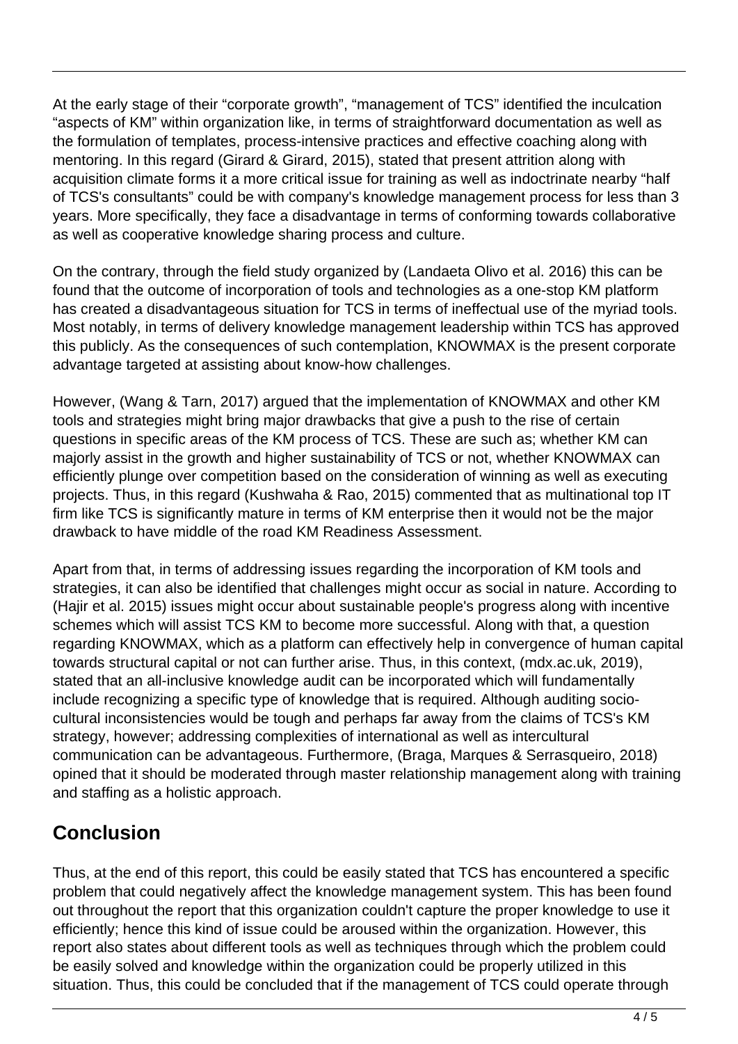At the early stage of their "corporate growth", "management of TCS" identified the inculcation "aspects of KM" within organization like, in terms of straightforward documentation as well as the formulation of templates, process-intensive practices and effective coaching along with mentoring. In this regard (Girard & Girard, 2015), stated that present attrition along with acquisition climate forms it a more critical issue for training as well as indoctrinate nearby "half of TCS's consultants" could be with company's knowledge management process for less than 3 years. More specifically, they face a disadvantage in terms of conforming towards collaborative as well as cooperative knowledge sharing process and culture.

On the contrary, through the field study organized by (Landaeta Olivo et al. 2016) this can be found that the outcome of incorporation of tools and technologies as a one-stop KM platform has created a disadvantageous situation for TCS in terms of ineffectual use of the myriad tools. Most notably, in terms of delivery knowledge management leadership within TCS has approved this publicly. As the consequences of such contemplation, KNOWMAX is the present corporate advantage targeted at assisting about know-how challenges.

However, (Wang & Tarn, 2017) argued that the implementation of KNOWMAX and other KM tools and strategies might bring major drawbacks that give a push to the rise of certain questions in specific areas of the KM process of TCS. These are such as; whether KM can majorly assist in the growth and higher sustainability of TCS or not, whether KNOWMAX can efficiently plunge over competition based on the consideration of winning as well as executing projects. Thus, in this regard (Kushwaha & Rao, 2015) commented that as multinational top IT firm like TCS is significantly mature in terms of KM enterprise then it would not be the major drawback to have middle of the road KM Readiness Assessment.

Apart from that, in terms of addressing issues regarding the incorporation of KM tools and strategies, it can also be identified that challenges might occur as social in nature. According to (Hajir et al. 2015) issues might occur about sustainable people's progress along with incentive schemes which will assist TCS KM to become more successful. Along with that, a question regarding KNOWMAX, which as a platform can effectively help in convergence of human capital towards structural capital or not can further arise. Thus, in this context, (mdx.ac.uk, 2019), stated that an all-inclusive knowledge audit can be incorporated which will fundamentally include recognizing a specific type of knowledge that is required. Although auditing socio-cultural inconsistencies would be tough and perhaps far away from the claims of TCS's KM strategy, however; addressing complexities of international as well as intercultural communication can be advantageous. Furthermore, (Braga, Marques & Serrasqueiro, 2018) opined that it should be moderated through master relationship management along with training and staffing as a holistic approach.

## Conclusion

Thus, at the end of this report, this could be easily stated that TCS has encountered a specific problem that could negatively affect the knowledge management system. This has been found out throughout the report that this organization couldn't capture the proper knowledge to use it efficiently; hence this kind of issue could be aroused within the organization. However, this report also states about different tools as well as techniques through which the problem could be easily solved and knowledge within the organization could be properly utilized in this situation. Thus, this could be concluded that if the management of TCS could operate through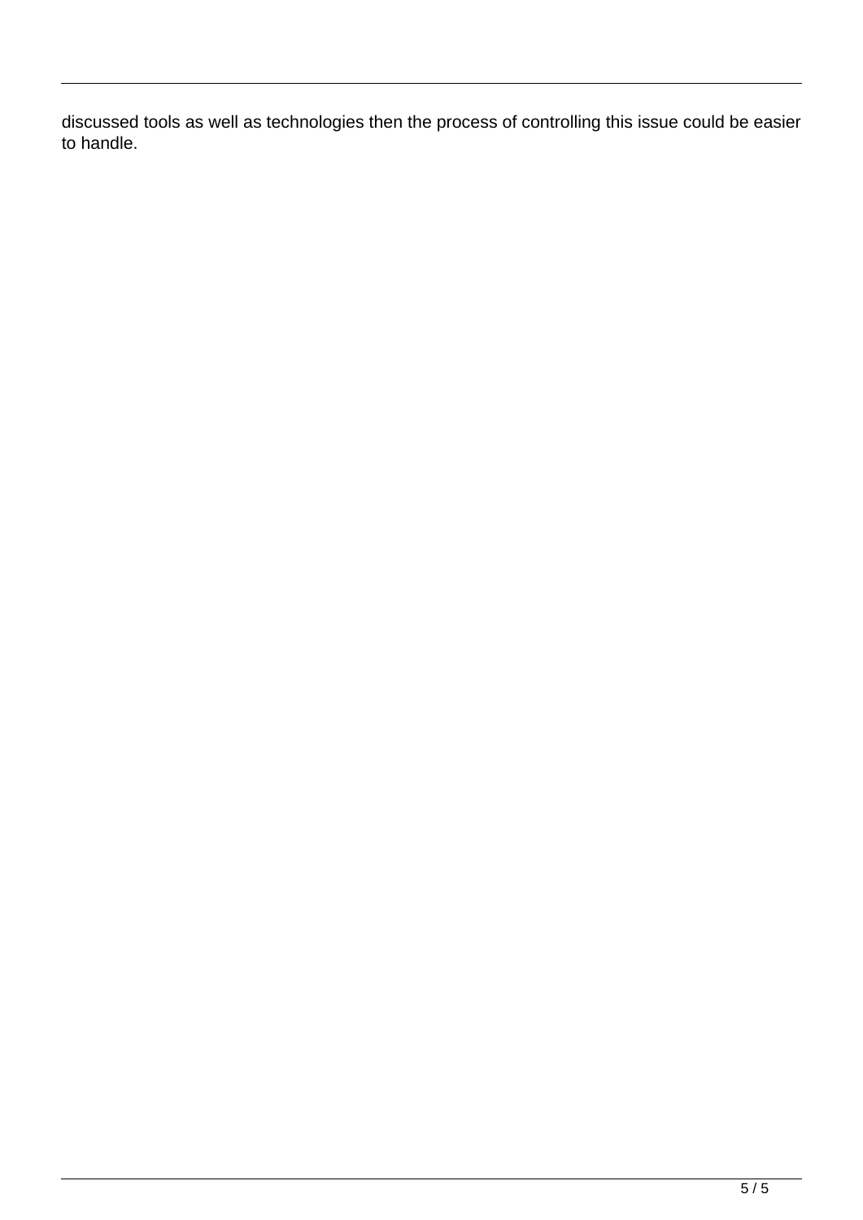discussed tools as well as technologies then the process of controlling this issue could be easier to handle.